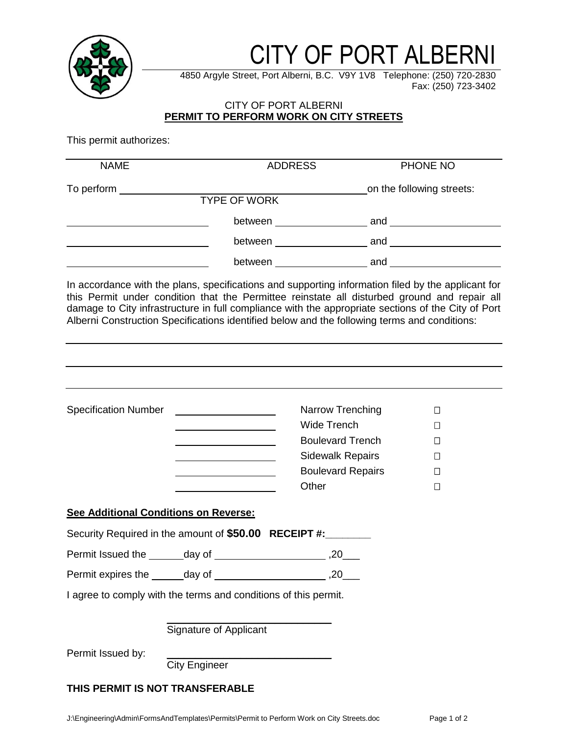# CITY OF PORT ALBERNI

4850 Argyle Street, Port Alberni, B.C. V9Y 1V8 Telephone: (250) 720-2830
Fax: (250) 723-3402

CITY OF PORT ALBERNI

**PERMIT TO PERFORM WORK ON CITY STREETS**

This permit authorizes:

| NAME | ADDRESS | PHONE NO |
|---|---|---|

To perform \_\_\_\_\_\_\_\_\_\_\_\_\_\_\_\_\_\_\_\_\_\_\_\_\_\_\_\_\_\_\_\_\_\_\_\_\_\_\_\_ on the following streets:
TYPE OF WORK

\_\_\_\_\_\_\_\_\_\_\_\_\_\_\_\_\_\_\_\_ between \_\_\_\_\_\_\_\_\_\_\_\_\_\_\_ and \_\_\_\_\_\_\_\_\_\_\_\_\_\_\_\_\_\_

\_\_\_\_\_\_\_\_\_\_\_\_\_\_\_\_\_\_\_\_ between \_\_\_\_\_\_\_\_\_\_\_\_\_\_\_ and \_\_\_\_\_\_\_\_\_\_\_\_\_\_\_\_\_\_

\_\_\_\_\_\_\_\_\_\_\_\_\_\_\_\_\_\_\_\_ between \_\_\_\_\_\_\_\_\_\_\_\_\_\_\_ and \_\_\_\_\_\_\_\_\_\_\_\_\_\_\_\_\_\_

In accordance with the plans, specifications and supporting information filed by the applicant for this Permit under condition that the Permittee reinstate all disturbed ground and repair all damage to City infrastructure in full compliance with the appropriate sections of the City of Port Alberni Construction Specifications identified below and the following terms and conditions:

\_\_\_\_\_\_\_\_\_\_\_\_\_\_\_\_\_\_\_\_\_\_\_\_\_\_\_\_\_\_\_\_\_\_\_\_\_\_\_\_\_\_\_\_\_\_\_\_\_\_\_\_\_\_\_\_\_\_\_\_

\_\_\_\_\_\_\_\_\_\_\_\_\_\_\_\_\_\_\_\_\_\_\_\_\_\_\_\_\_\_\_\_\_\_\_\_\_\_\_\_\_\_\_\_\_\_\_\_\_\_\_\_\_\_\_\_\_\_\_\_

\_\_\_\_\_\_\_\_\_\_\_\_\_\_\_\_\_\_\_\_\_\_\_\_\_\_\_\_\_\_\_\_\_\_\_\_\_\_\_\_\_\_\_\_\_\_\_\_\_\_\_\_\_\_\_\_\_\_\_\_

| Specification Number | | | |
|---|---|---|---|
| | \_\_\_\_\_\_\_\_\_\_\_\_\_\_ | Narrow Trenching | ☐ |
| | \_\_\_\_\_\_\_\_\_\_\_\_\_\_ | Wide Trench | ☐ |
| | \_\_\_\_\_\_\_\_\_\_\_\_\_\_ | Boulevard Trench | ☐ |
| | \_\_\_\_\_\_\_\_\_\_\_\_\_\_ | Sidewalk Repairs | ☐ |
| | \_\_\_\_\_\_\_\_\_\_\_\_\_\_ | Boulevard Repairs | ☐ |
| | \_\_\_\_\_\_\_\_\_\_\_\_\_\_ | Other | ☐ |

**See Additional Conditions on Reverse:**

Security Required in the amount of **$50.00** **RECEIPT #:\_\_\_\_\_\_\_\_**

Permit Issued the \_\_\_\_\_\_day of \_\_\_\_\_\_\_\_\_\_\_\_\_\_\_\_\_\_\_\_ ,20\_\_\_

Permit expires the \_\_\_\_\_\_day of \_\_\_\_\_\_\_\_\_\_\_\_\_\_\_\_\_\_\_\_ ,20\_\_\_

I agree to comply with the terms and conditions of this permit.

\_\_\_\_\_\_\_\_\_\_\_\_\_\_\_\_\_\_\_\_\_\_\_\_\_\_\_\_
Signature of Applicant

Permit Issued by: \_\_\_\_\_\_\_\_\_\_\_\_\_\_\_\_\_\_\_\_\_\_\_\_\_\_\_\_
City Engineer

**THIS PERMIT IS NOT TRANSFERABLE**

J:\Engineering\Admin\FormsAndTemplates\Permits\Permit to Perform Work on City Streets.doc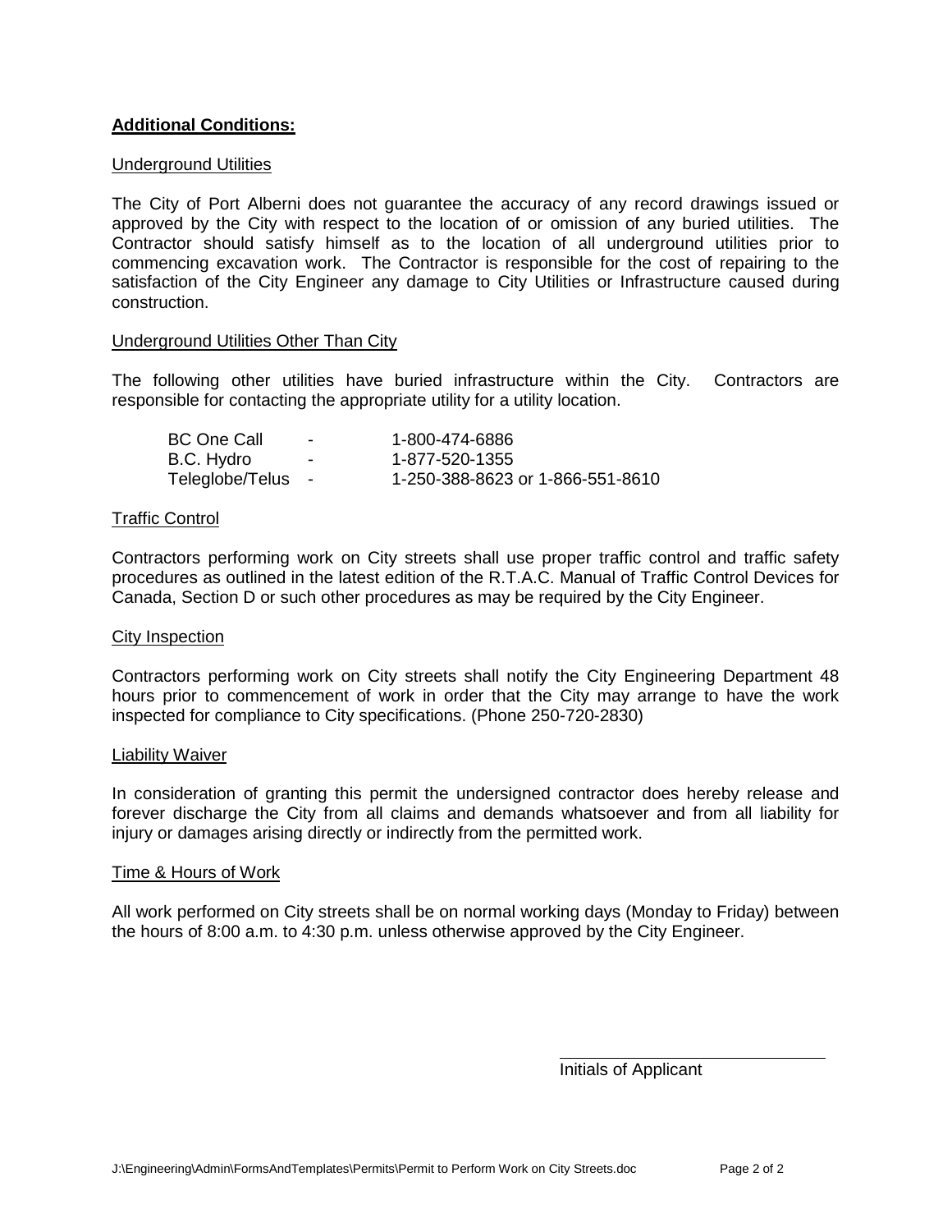**Additional Conditions:**

Underground Utilities

The City of Port Alberni does not guarantee the accuracy of any record drawings issued or approved by the City with respect to the location of or omission of any buried utilities. The Contractor should satisfy himself as to the location of all underground utilities prior to commencing excavation work. The Contractor is responsible for the cost of repairing to the satisfaction of the City Engineer any damage to City Utilities or Infrastructure caused during construction.

Underground Utilities Other Than City

The following other utilities have buried infrastructure within the City. Contractors are responsible for contacting the appropriate utility for a utility location.

| | | |
|---|---|---|
| BC One Call | - | 1-800-474-6886 |
| B.C. Hydro | - | 1-877-520-1355 |
| Teleglobe/Telus | - | 1-250-388-8623 or 1-866-551-8610 |

Traffic Control

Contractors performing work on City streets shall use proper traffic control and traffic safety procedures as outlined in the latest edition of the R.T.A.C. Manual of Traffic Control Devices for Canada, Section D or such other procedures as may be required by the City Engineer.

City Inspection

Contractors performing work on City streets shall notify the City Engineering Department 48 hours prior to commencement of work in order that the City may arrange to have the work inspected for compliance to City specifications. (Phone 250-720-2830)

Liability Waiver

In consideration of granting this permit the undersigned contractor does hereby release and forever discharge the City from all claims and demands whatsoever and from all liability for injury or damages arising directly or indirectly from the permitted work.

Time & Hours of Work

All work performed on City streets shall be on normal working days (Monday to Friday) between the hours of 8:00 a.m. to 4:30 p.m. unless otherwise approved by the City Engineer.

\_\_\_\_\_\_\_\_\_\_\_\_\_\_\_\_\_\_\_\_\_\_\_\_\_\_\_\_

Initials of Applicant

J:\Engineering\Admin\FormsAndTemplates\Permits\Permit to Perform Work on City Streets.doc